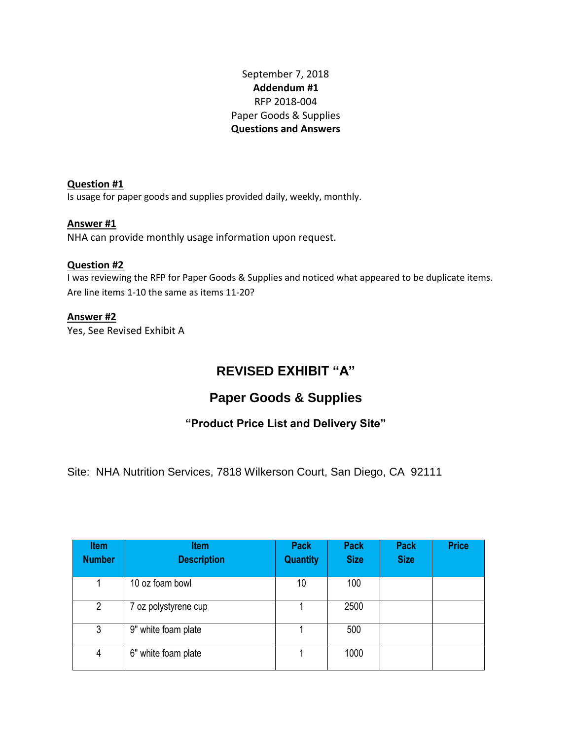September 7, 2018

**Addendum #1**

RFP 2018-004

Paper Goods & Supplies

**Questions and Answers**

**Question #1**

Is usage for paper goods and supplies provided daily, weekly, monthly.

**Answer #1**

NHA can provide monthly usage information upon request.

**Question #2**

I was reviewing the RFP for Paper Goods & Supplies and noticed what appeared to be duplicate items. Are line items 1-10 the same as items 11-20?

**Answer #2**

Yes, See Revised Exhibit A

## REVISED EXHIBIT "A"

## Paper Goods & Supplies

### "Product Price List and Delivery Site"

Site: NHA Nutrition Services, 7818 Wilkerson Court, San Diego, CA 92111

| Item Number | Item Description | Pack Quantity | Pack Size | Pack Size | Price |
|---|---|---|---|---|---|
| 1 | 10 oz foam bowl | 10 | 100 | | |
| 2 | 7 oz polystyrene cup | 1 | 2500 | | |
| 3 | 9" white foam plate | 1 | 500 | | |
| 4 | 6" white foam plate | 1 | 1000 | | |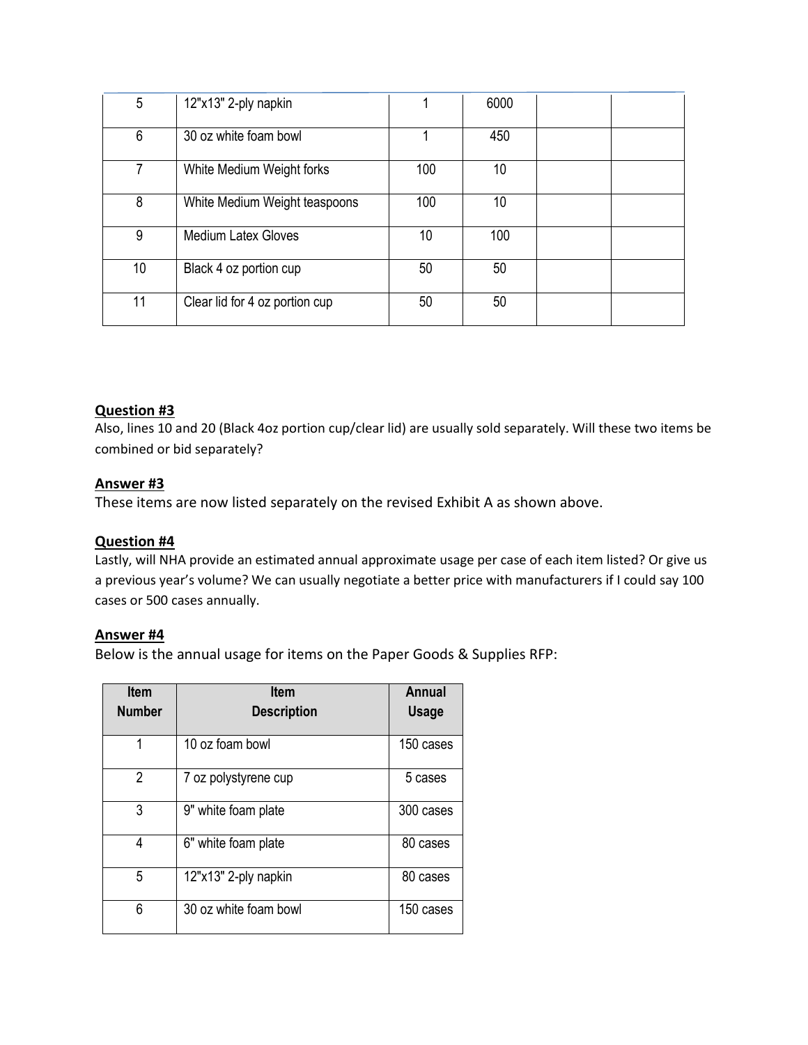| 5 | 12"x13" 2-ply napkin | 1 | 6000 | | |
|---|---|---|---|---|---|
| 6 | 30 oz white foam bowl | 1 | 450 | | |
| 7 | White Medium Weight forks | 100 | 10 | | |
| 8 | White Medium Weight teaspoons | 100 | 10 | | |
| 9 | Medium Latex Gloves | 10 | 100 | | |
| 10 | Black 4 oz portion cup | 50 | 50 | | |
| 11 | Clear lid for 4 oz portion cup | 50 | 50 | | |

**<u>Question #3</u>**

Also, lines 10 and 20 (Black 4oz portion cup/clear lid) are usually sold separately. Will these two items be combined or bid separately?

**<u>Answer #3</u>**

These items are now listed separately on the revised Exhibit A as shown above.

**<u>Question #4</u>**

Lastly, will NHA provide an estimated annual approximate usage per case of each item listed? Or give us a previous year's volume? We can usually negotiate a better price with manufacturers if I could say 100 cases or 500 cases annually.

**<u>Answer #4</u>**

Below is the annual usage for items on the Paper Goods & Supplies RFP:

| Item Number | Item Description | Annual Usage |
|---|---|---|
| 1 | 10 oz foam bowl | 150 cases |
| 2 | 7 oz polystyrene cup | 5 cases |
| 3 | 9" white foam plate | 300 cases |
| 4 | 6" white foam plate | 80 cases |
| 5 | 12"x13" 2-ply napkin | 80 cases |
| 6 | 30 oz white foam bowl | 150 cases |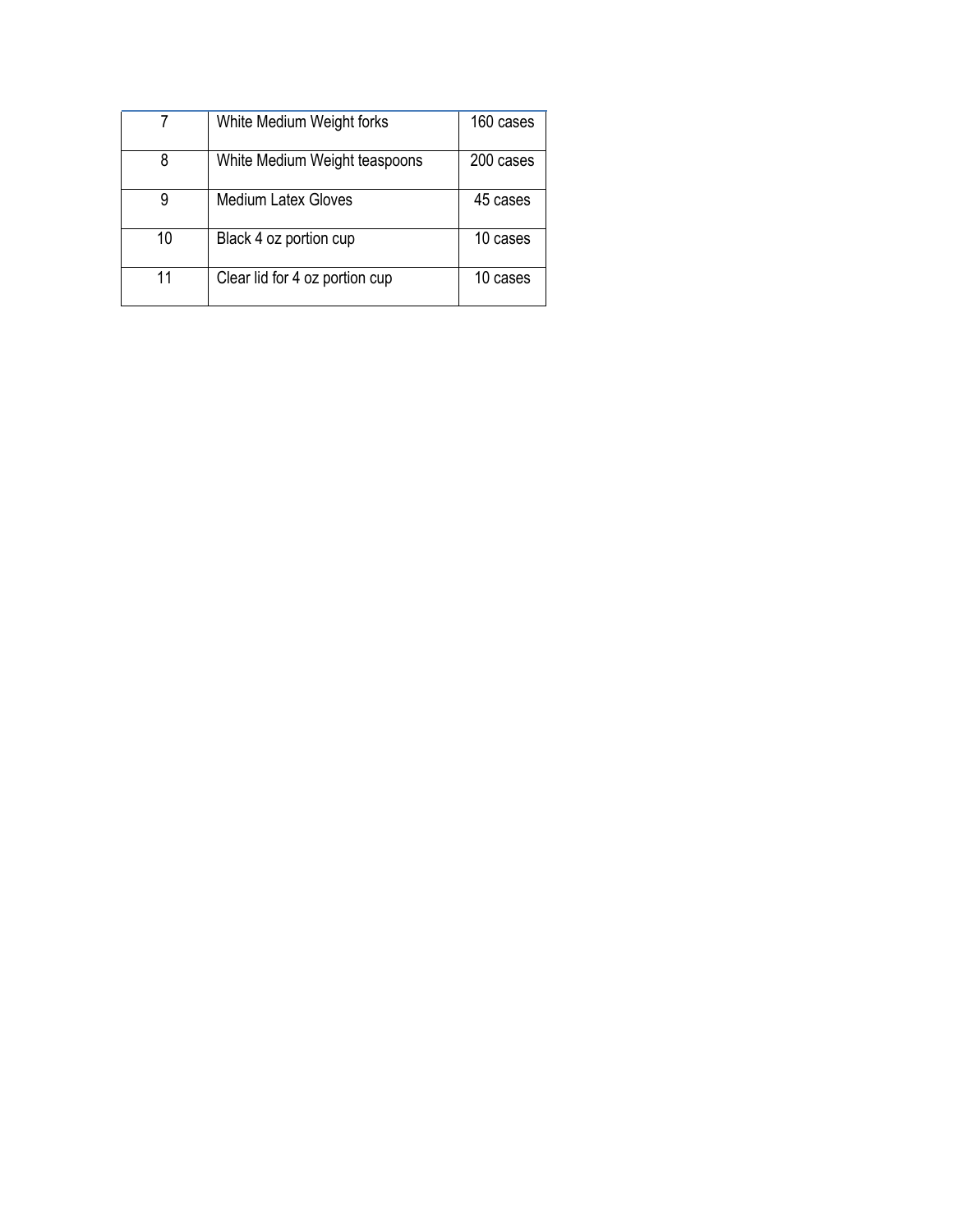| | | |
|---|---|---|
| 7 | White Medium Weight forks | 160 cases |
| 8 | White Medium Weight teaspoons | 200 cases |
| 9 | Medium Latex Gloves | 45 cases |
| 10 | Black 4 oz portion cup | 10 cases |
| 11 | Clear lid for 4 oz portion cup | 10 cases |